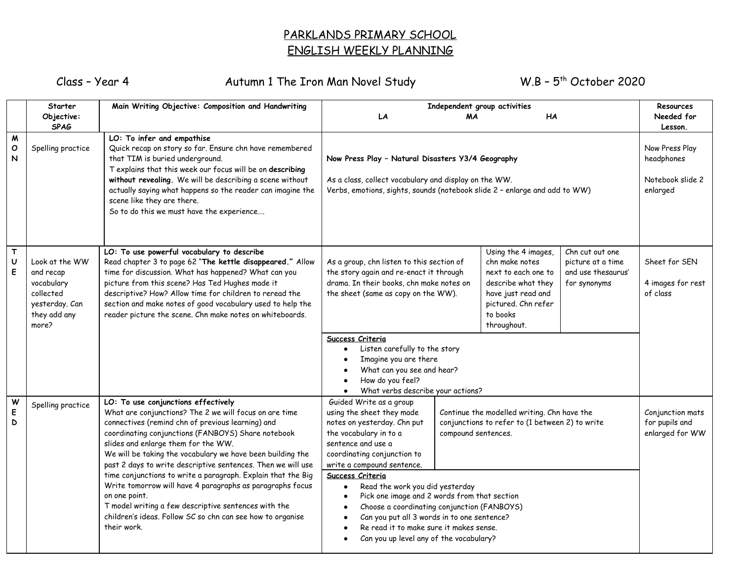# PARKLANDS PRIMARY SCHOOL
# ENGLISH WEEKLY PLANNING

Class – Year 4 Autumn 1 The Iron Man Novel Study W.B – 5th October 2020

| | Starter Objective: SPAG | Main Writing Objective: Composition and Handwriting | Independent group activities LA | MA | HA | Resources Needed for Lesson. |
|---|---|---|---|---|---|---|
| MON | Spelling practice | **LO: To infer and empathise**<br>Quick recap on story so far. Ensure chn have remembered that TIM is buried underground.<br>T explains that this week our focus will be on **describing without revealing.** We will be describing a scene without actually saying what happens so the reader can imagine the scene like they are there.<br>So to do this we must have the experience…. | **Now Press Play – Natural Disasters Y3/4 Geography**<br><br>As a class, collect vocabulary and display on the WW.<br>Verbs, emotions, sights, sounds (notebook slide 2 – enlarge and add to WW) | | | Now Press Play headphones<br><br>Notebook slide 2 enlarged |
| TUE | Look at the WW and recap vocabulary collected yesterday. Can they add any more? | **LO: To use powerful vocabulary to describe**<br>Read chapter 3 to page 62 "**The kettle disappeared.**" Allow time for discussion. What has happened? What can you picture from this scene? Has Ted Hughes made it descriptive? How? Allow time for children to reread the section and make notes of good vocabulary used to help the reader picture the scene. Chn make notes on whiteboards. | As a group, chn listen to this section of the story again and re-enact it through drama. In their books, chn make notes on the sheet (same as copy on the WW).<br><br>**Success Criteria**<br>• Listen carefully to the story<br>• Imagine you are there<br>• What can you see and hear?<br>• How do you feel?<br>• What verbs describe your actions? | Using the 4 images, chn make notes next to each one to describe what they have just read and pictured. Chn refer to books throughout. | Chn cut out one picture at a time and use thesaurus' for synonyms | Sheet for SEN<br><br>4 images for rest of class |
| WED | Spelling practice | **LO: To use conjunctions effectively**<br>What are conjunctions? The 2 we will focus on are time connectives (remind chn of previous learning) and coordinating conjunctions (FANBOYS) Share notebook slides and enlarge them for the WW.<br>We will be taking the vocabulary we have been building the past 2 days to write descriptive sentences. Then we will use time conjunctions to write a paragraph. Explain that the Big Write tomorrow will have 4 paragraphs as paragraphs focus on one point.<br>T model writing a few descriptive sentences with the children's ideas. Follow SC so chn can see how to organise their work. | Guided Write as a group using the sheet they made notes on yesterday. Chn put the vocabulary in to a sentence and use a coordinating conjunction to write a compound sentence.<br><br>**Success Criteria**<br>• Read the work you did yesterday<br>• Pick one image and 2 words from that section<br>• Choose a coordinating conjunction (FANBOYS)<br>• Can you put all 3 words in to one sentence?<br>• Re read it to make sure it makes sense.<br>• Can you up level any of the vocabulary? | Continue the modelled writing. Chn have the conjunctions to refer to (1 between 2) to write compound sentences. | | Conjunction mats for pupils and enlarged for WW |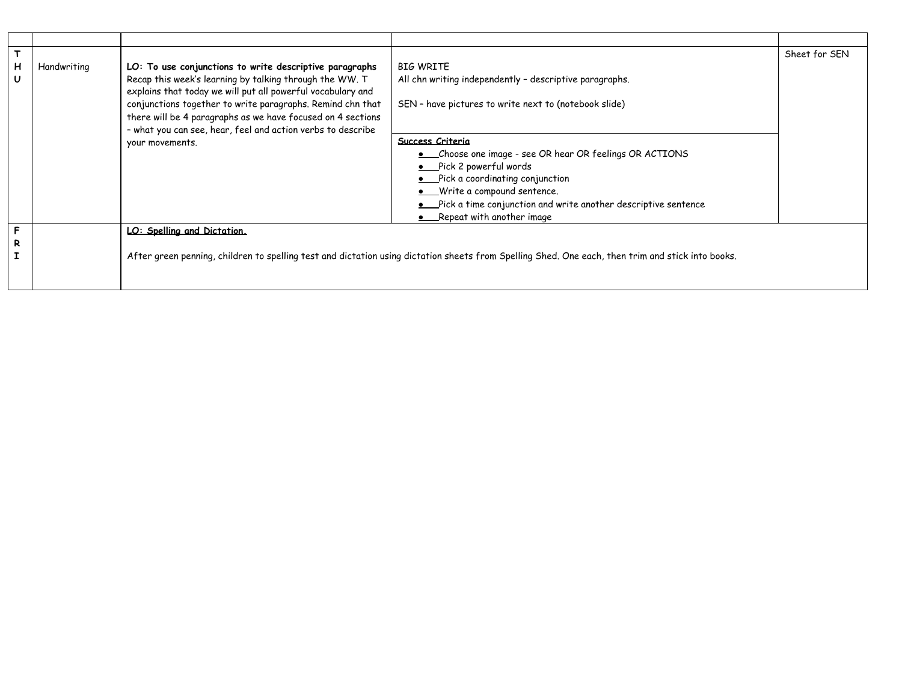| | | | | |
|---|---|---|---|---|
| THU | Handwriting | **LO: To use conjunctions to write descriptive paragraphs** Recap this week's learning by talking through the WW. T explains that today we will put all powerful vocabulary and conjunctions together to write paragraphs. Remind chn that there will be 4 paragraphs as we have focused on 4 sections – what you can see, hear, feel and action verbs to describe your movements. | BIG WRITE<br>All chn writing independently – descriptive paragraphs.<br><br>SEN – have pictures to write next to (notebook slide)<br><br>**Success Criteria**<br>• Choose one image - see OR hear OR feelings OR ACTIONS<br>• Pick 2 powerful words<br>• Pick a coordinating conjunction<br>• Write a compound sentence.<br>• Pick a time conjunction and write another descriptive sentence<br>• Repeat with another image | Sheet for SEN |
| FRI | | **LO: Spelling and Dictation.**<br><br>After green penning, children to spelling test and dictation using dictation sheets from Spelling Shed. One each, then trim and stick into books. | | |